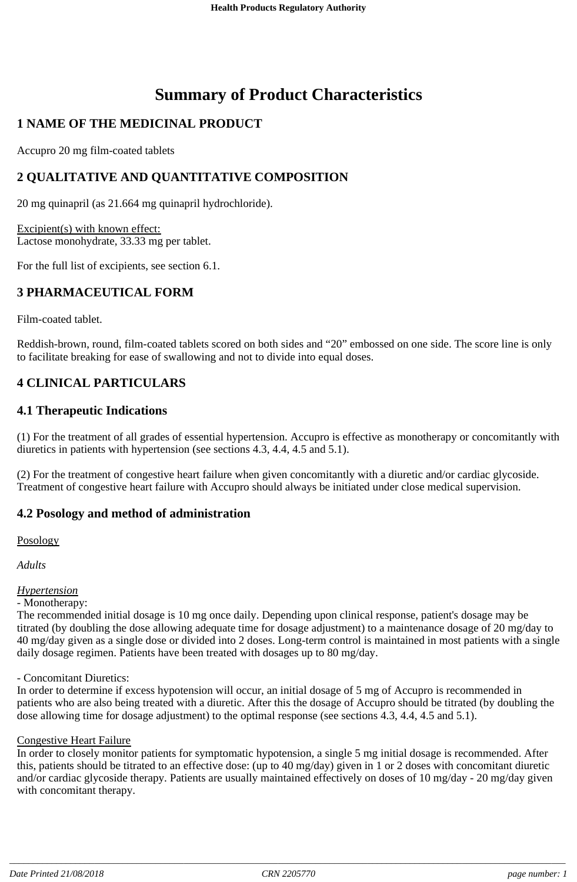# Summary of Product Characteristics

## 1 NAME OF THE MEDICINAL PRODUCT

Accupro 20 mg film-coated tablets

## 2 QUALITATIVE AND QUANTITATIVE COMPOSITION

20 mg quinapril (as 21.664 mg quinapril hydrochloride).

Excipient(s) with known effect:
Lactose monohydrate, 33.33 mg per tablet.

For the full list of excipients, see section 6.1.

## 3 PHARMACEUTICAL FORM

Film-coated tablet.

Reddish-brown, round, film-coated tablets scored on both sides and "20" embossed on one side. The score line is only to facilitate breaking for ease of swallowing and not to divide into equal doses.

## 4 CLINICAL PARTICULARS

### 4.1 Therapeutic Indications

(1) For the treatment of all grades of essential hypertension. Accupro is effective as monotherapy or concomitantly with diuretics in patients with hypertension (see sections 4.3, 4.4, 4.5 and 5.1).

(2) For the treatment of congestive heart failure when given concomitantly with a diuretic and/or cardiac glycoside. Treatment of congestive heart failure with Accupro should always be initiated under close medical supervision.

### 4.2 Posology and method of administration

Posology

*Adults*

*Hypertension*
- Monotherapy:
The recommended initial dosage is 10 mg once daily. Depending upon clinical response, patient's dosage may be titrated (by doubling the dose allowing adequate time for dosage adjustment) to a maintenance dosage of 20 mg/day to 40 mg/day given as a single dose or divided into 2 doses. Long-term control is maintained in most patients with a single daily dosage regimen. Patients have been treated with dosages up to 80 mg/day.

- Concomitant Diuretics:
In order to determine if excess hypotension will occur, an initial dosage of 5 mg of Accupro is recommended in patients who are also being treated with a diuretic. After this the dosage of Accupro should be titrated (by doubling the dose allowing time for dosage adjustment) to the optimal response (see sections 4.3, 4.4, 4.5 and 5.1).

Congestive Heart Failure
In order to closely monitor patients for symptomatic hypotension, a single 5 mg initial dosage is recommended. After this, patients should be titrated to an effective dose: (up to 40 mg/day) given in 1 or 2 doses with concomitant diuretic and/or cardiac glycoside therapy. Patients are usually maintained effectively on doses of 10 mg/day - 20 mg/day given with concomitant therapy.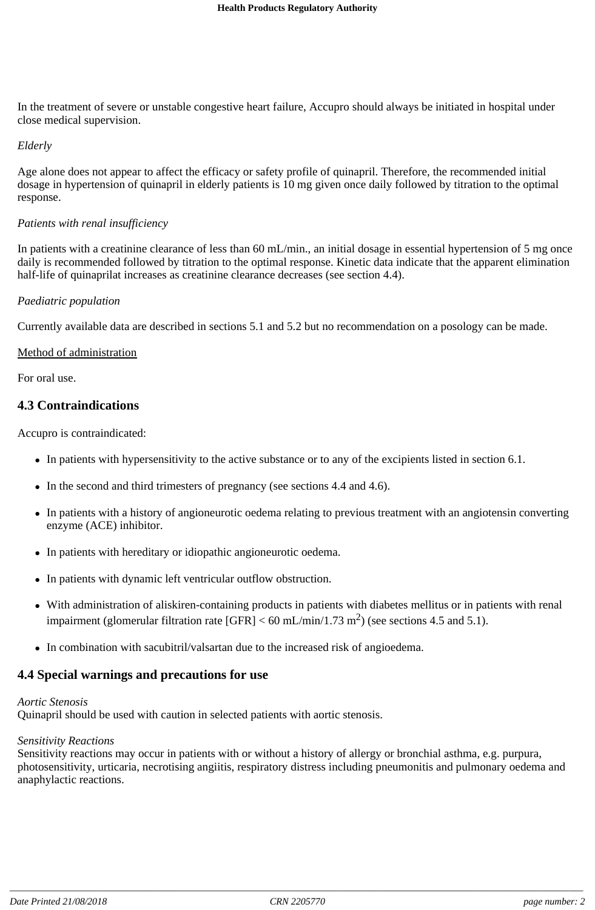In the treatment of severe or unstable congestive heart failure, Accupro should always be initiated in hospital under close medical supervision.

*Elderly*

Age alone does not appear to affect the efficacy or safety profile of quinapril. Therefore, the recommended initial dosage in hypertension of quinapril in elderly patients is 10 mg given once daily followed by titration to the optimal response.

*Patients with renal insufficiency*

In patients with a creatinine clearance of less than 60 mL/min., an initial dosage in essential hypertension of 5 mg once daily is recommended followed by titration to the optimal response. Kinetic data indicate that the apparent elimination half-life of quinaprilat increases as creatinine clearance decreases (see section 4.4).

*Paediatric population*

Currently available data are described in sections 5.1 and 5.2 but no recommendation on a posology can be made.

Method of administration

For oral use.

## 4.3 Contraindications

Accupro is contraindicated:

- In patients with hypersensitivity to the active substance or to any of the excipients listed in section 6.1.
- In the second and third trimesters of pregnancy (see sections 4.4 and 4.6).
- In patients with a history of angioneurotic oedema relating to previous treatment with an angiotensin converting enzyme (ACE) inhibitor.
- In patients with hereditary or idiopathic angioneurotic oedema.
- In patients with dynamic left ventricular outflow obstruction.
- With administration of aliskiren-containing products in patients with diabetes mellitus or in patients with renal impairment (glomerular filtration rate [GFR] < 60 mL/min/1.73 $m^2$) (see sections 4.5 and 5.1).
- In combination with sacubitril/valsartan due to the increased risk of angioedema.

## 4.4 Special warnings and precautions for use

*Aortic Stenosis*
Quinapril should be used with caution in selected patients with aortic stenosis.

*Sensitivity Reactions*
Sensitivity reactions may occur in patients with or without a history of allergy or bronchial asthma, e.g. purpura, photosensitivity, urticaria, necrotising angiitis, respiratory distress including pneumonitis and pulmonary oedema and anaphylactic reactions.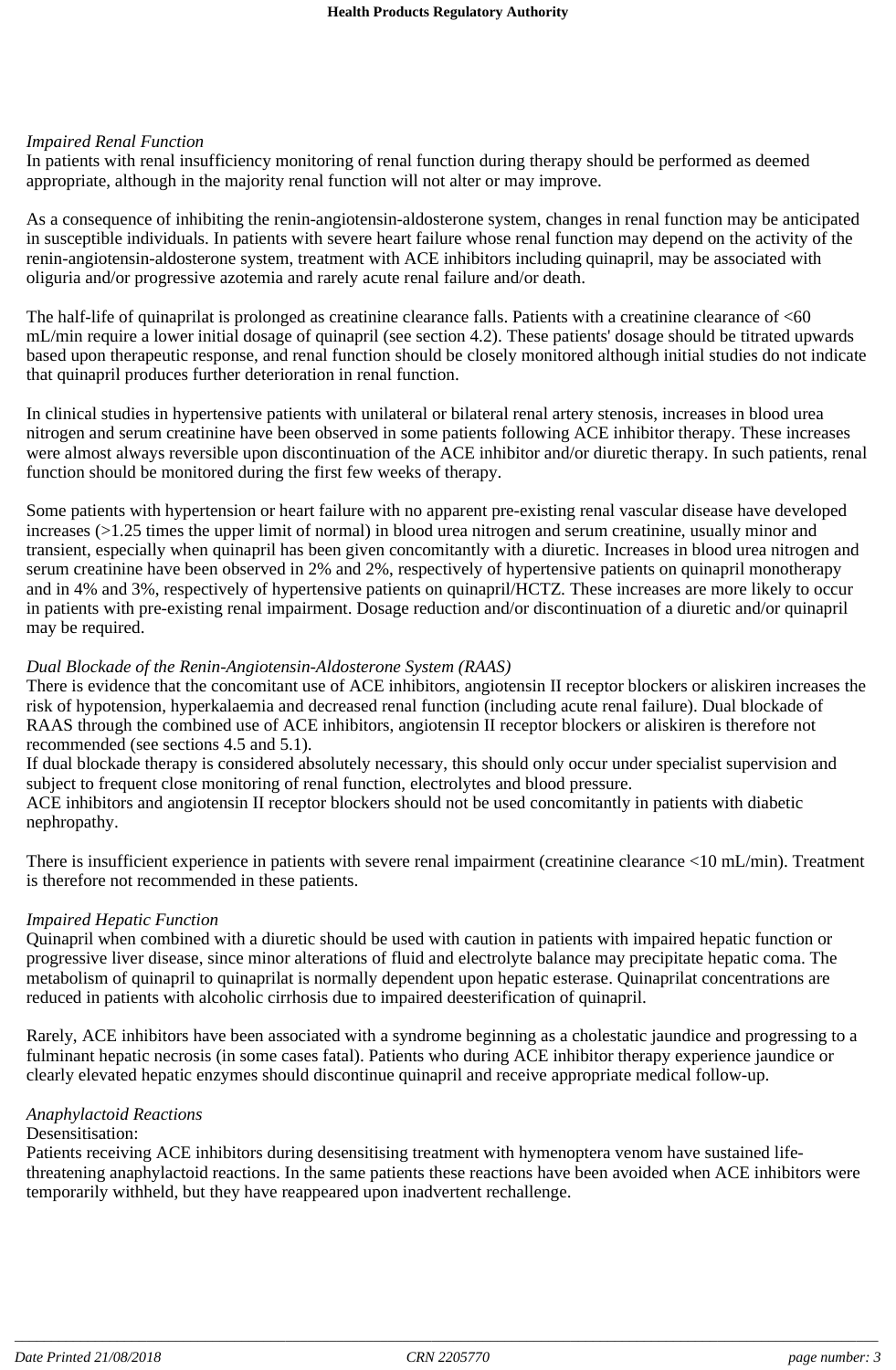*Impaired Renal Function*

In patients with renal insufficiency monitoring of renal function during therapy should be performed as deemed appropriate, although in the majority renal function will not alter or may improve.

As a consequence of inhibiting the renin-angiotensin-aldosterone system, changes in renal function may be anticipated in susceptible individuals. In patients with severe heart failure whose renal function may depend on the activity of the renin-angiotensin-aldosterone system, treatment with ACE inhibitors including quinapril, may be associated with oliguria and/or progressive azotemia and rarely acute renal failure and/or death.

The half-life of quinaprilat is prolonged as creatinine clearance falls. Patients with a creatinine clearance of <60 mL/min require a lower initial dosage of quinapril (see section 4.2). These patients' dosage should be titrated upwards based upon therapeutic response, and renal function should be closely monitored although initial studies do not indicate that quinapril produces further deterioration in renal function.

In clinical studies in hypertensive patients with unilateral or bilateral renal artery stenosis, increases in blood urea nitrogen and serum creatinine have been observed in some patients following ACE inhibitor therapy. These increases were almost always reversible upon discontinuation of the ACE inhibitor and/or diuretic therapy. In such patients, renal function should be monitored during the first few weeks of therapy.

Some patients with hypertension or heart failure with no apparent pre-existing renal vascular disease have developed increases (>1.25 times the upper limit of normal) in blood urea nitrogen and serum creatinine, usually minor and transient, especially when quinapril has been given concomitantly with a diuretic. Increases in blood urea nitrogen and serum creatinine have been observed in 2% and 2%, respectively of hypertensive patients on quinapril monotherapy and in 4% and 3%, respectively of hypertensive patients on quinapril/HCTZ. These increases are more likely to occur in patients with pre-existing renal impairment. Dosage reduction and/or discontinuation of a diuretic and/or quinapril may be required.

*Dual Blockade of the Renin-Angiotensin-Aldosterone System (RAAS)*

There is evidence that the concomitant use of ACE inhibitors, angiotensin II receptor blockers or aliskiren increases the risk of hypotension, hyperkalaemia and decreased renal function (including acute renal failure). Dual blockade of RAAS through the combined use of ACE inhibitors, angiotensin II receptor blockers or aliskiren is therefore not recommended (see sections 4.5 and 5.1).

If dual blockade therapy is considered absolutely necessary, this should only occur under specialist supervision and subject to frequent close monitoring of renal function, electrolytes and blood pressure.

ACE inhibitors and angiotensin II receptor blockers should not be used concomitantly in patients with diabetic nephropathy.

There is insufficient experience in patients with severe renal impairment (creatinine clearance <10 mL/min). Treatment is therefore not recommended in these patients.

*Impaired Hepatic Function*

Quinapril when combined with a diuretic should be used with caution in patients with impaired hepatic function or progressive liver disease, since minor alterations of fluid and electrolyte balance may precipitate hepatic coma. The metabolism of quinapril to quinaprilat is normally dependent upon hepatic esterase. Quinaprilat concentrations are reduced in patients with alcoholic cirrhosis due to impaired deesterification of quinapril.

Rarely, ACE inhibitors have been associated with a syndrome beginning as a cholestatic jaundice and progressing to a fulminant hepatic necrosis (in some cases fatal). Patients who during ACE inhibitor therapy experience jaundice or clearly elevated hepatic enzymes should discontinue quinapril and receive appropriate medical follow-up.

*Anaphylactoid Reactions*

Desensitisation:

Patients receiving ACE inhibitors during desensitising treatment with hymenoptera venom have sustained life-threatening anaphylactoid reactions. In the same patients these reactions have been avoided when ACE inhibitors were temporarily withheld, but they have reappeared upon inadvertent rechallenge.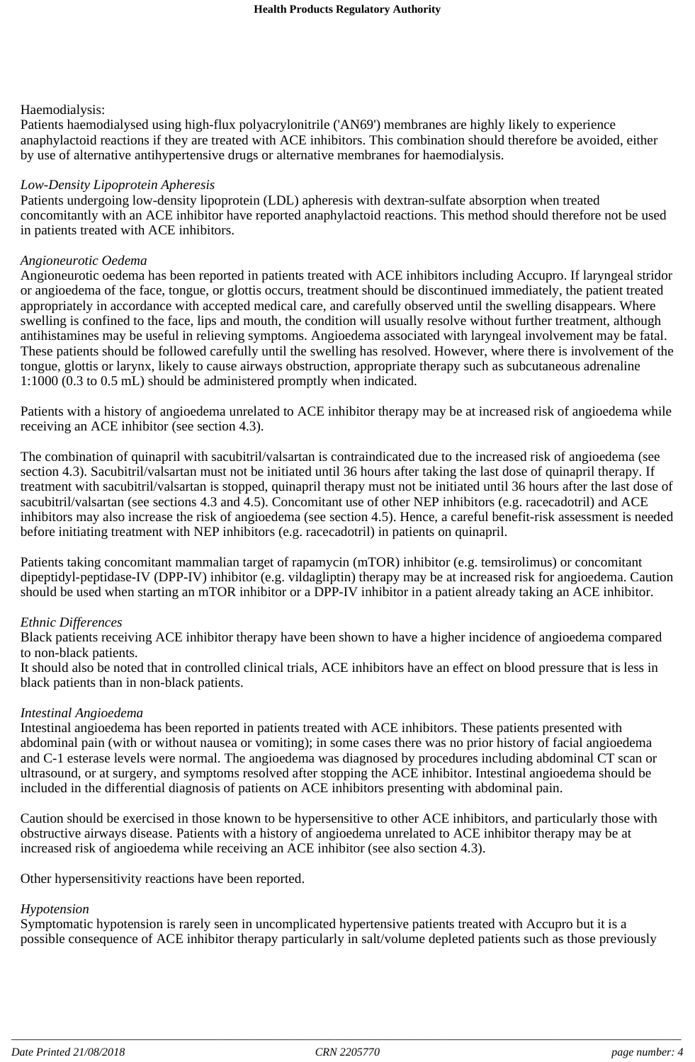Haemodialysis:
Patients haemodialysed using high-flux polyacrylonitrile ('AN69') membranes are highly likely to experience anaphylactoid reactions if they are treated with ACE inhibitors. This combination should therefore be avoided, either by use of alternative antihypertensive drugs or alternative membranes for haemodialysis.

*Low-Density Lipoprotein Apheresis*
Patients undergoing low-density lipoprotein (LDL) apheresis with dextran-sulfate absorption when treated concomitantly with an ACE inhibitor have reported anaphylactoid reactions. This method should therefore not be used in patients treated with ACE inhibitors.

*Angioneurotic Oedema*
Angioneurotic oedema has been reported in patients treated with ACE inhibitors including Accupro. If laryngeal stridor or angioedema of the face, tongue, or glottis occurs, treatment should be discontinued immediately, the patient treated appropriately in accordance with accepted medical care, and carefully observed until the swelling disappears. Where swelling is confined to the face, lips and mouth, the condition will usually resolve without further treatment, although antihistamines may be useful in relieving symptoms. Angioedema associated with laryngeal involvement may be fatal. These patients should be followed carefully until the swelling has resolved. However, where there is involvement of the tongue, glottis or larynx, likely to cause airways obstruction, appropriate therapy such as subcutaneous adrenaline 1:1000 (0.3 to 0.5 mL) should be administered promptly when indicated.

Patients with a history of angioedema unrelated to ACE inhibitor therapy may be at increased risk of angioedema while receiving an ACE inhibitor (see section 4.3).

The combination of quinapril with sacubitril/valsartan is contraindicated due to the increased risk of angioedema (see section 4.3). Sacubitril/valsartan must not be initiated until 36 hours after taking the last dose of quinapril therapy. If treatment with sacubitril/valsartan is stopped, quinapril therapy must not be initiated until 36 hours after the last dose of sacubitril/valsartan (see sections 4.3 and 4.5). Concomitant use of other NEP inhibitors (e.g. racecadotril) and ACE inhibitors may also increase the risk of angioedema (see section 4.5). Hence, a careful benefit-risk assessment is needed before initiating treatment with NEP inhibitors (e.g. racecadotril) in patients on quinapril.

Patients taking concomitant mammalian target of rapamycin (mTOR) inhibitor (e.g. temsirolimus) or concomitant dipeptidyl-peptidase-IV (DPP-IV) inhibitor (e.g. vildagliptin) therapy may be at increased risk for angioedema. Caution should be used when starting an mTOR inhibitor or a DPP-IV inhibitor in a patient already taking an ACE inhibitor.

*Ethnic Differences*
Black patients receiving ACE inhibitor therapy have been shown to have a higher incidence of angioedema compared to non-black patients.
It should also be noted that in controlled clinical trials, ACE inhibitors have an effect on blood pressure that is less in black patients than in non-black patients.

*Intestinal Angioedema*
Intestinal angioedema has been reported in patients treated with ACE inhibitors. These patients presented with abdominal pain (with or without nausea or vomiting); in some cases there was no prior history of facial angioedema and C-1 esterase levels were normal. The angioedema was diagnosed by procedures including abdominal CT scan or ultrasound, or at surgery, and symptoms resolved after stopping the ACE inhibitor. Intestinal angioedema should be included in the differential diagnosis of patients on ACE inhibitors presenting with abdominal pain.

Caution should be exercised in those known to be hypersensitive to other ACE inhibitors, and particularly those with obstructive airways disease. Patients with a history of angioedema unrelated to ACE inhibitor therapy may be at increased risk of angioedema while receiving an ACE inhibitor (see also section 4.3).

Other hypersensitivity reactions have been reported.

*Hypotension*
Symptomatic hypotension is rarely seen in uncomplicated hypertensive patients treated with Accupro but it is a possible consequence of ACE inhibitor therapy particularly in salt/volume depleted patients such as those previously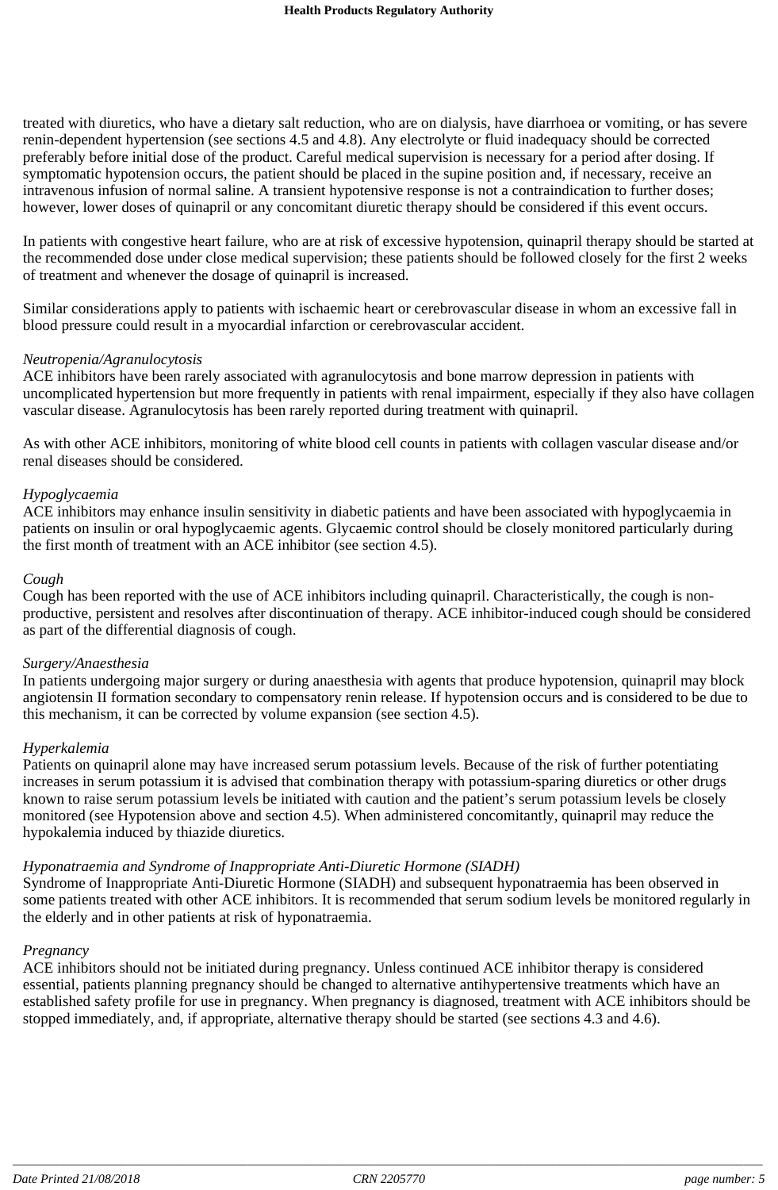treated with diuretics, who have a dietary salt reduction, who are on dialysis, have diarrhoea or vomiting, or has severe renin-dependent hypertension (see sections 4.5 and 4.8). Any electrolyte or fluid inadequacy should be corrected preferably before initial dose of the product. Careful medical supervision is necessary for a period after dosing. If symptomatic hypotension occurs, the patient should be placed in the supine position and, if necessary, receive an intravenous infusion of normal saline. A transient hypotensive response is not a contraindication to further doses; however, lower doses of quinapril or any concomitant diuretic therapy should be considered if this event occurs.

In patients with congestive heart failure, who are at risk of excessive hypotension, quinapril therapy should be started at the recommended dose under close medical supervision; these patients should be followed closely for the first 2 weeks of treatment and whenever the dosage of quinapril is increased.

Similar considerations apply to patients with ischaemic heart or cerebrovascular disease in whom an excessive fall in blood pressure could result in a myocardial infarction or cerebrovascular accident.

*Neutropenia/Agranulocytosis*
ACE inhibitors have been rarely associated with agranulocytosis and bone marrow depression in patients with uncomplicated hypertension but more frequently in patients with renal impairment, especially if they also have collagen vascular disease. Agranulocytosis has been rarely reported during treatment with quinapril.

As with other ACE inhibitors, monitoring of white blood cell counts in patients with collagen vascular disease and/or renal diseases should be considered.

*Hypoglycaemia*
ACE inhibitors may enhance insulin sensitivity in diabetic patients and have been associated with hypoglycaemia in patients on insulin or oral hypoglycaemic agents. Glycaemic control should be closely monitored particularly during the first month of treatment with an ACE inhibitor (see section 4.5).

*Cough*
Cough has been reported with the use of ACE inhibitors including quinapril. Characteristically, the cough is non-productive, persistent and resolves after discontinuation of therapy. ACE inhibitor-induced cough should be considered as part of the differential diagnosis of cough.

*Surgery/Anaesthesia*
In patients undergoing major surgery or during anaesthesia with agents that produce hypotension, quinapril may block angiotensin II formation secondary to compensatory renin release. If hypotension occurs and is considered to be due to this mechanism, it can be corrected by volume expansion (see section 4.5).

*Hyperkalemia*
Patients on quinapril alone may have increased serum potassium levels. Because of the risk of further potentiating increases in serum potassium it is advised that combination therapy with potassium-sparing diuretics or other drugs known to raise serum potassium levels be initiated with caution and the patient's serum potassium levels be closely monitored (see Hypotension above and section 4.5). When administered concomitantly, quinapril may reduce the hypokalemia induced by thiazide diuretics.

*Hyponatraemia and Syndrome of Inappropriate Anti-Diuretic Hormone (SIADH)*
Syndrome of Inappropriate Anti-Diuretic Hormone (SIADH) and subsequent hyponatraemia has been observed in some patients treated with other ACE inhibitors. It is recommended that serum sodium levels be monitored regularly in the elderly and in other patients at risk of hyponatraemia.

*Pregnancy*
ACE inhibitors should not be initiated during pregnancy. Unless continued ACE inhibitor therapy is considered essential, patients planning pregnancy should be changed to alternative antihypertensive treatments which have an established safety profile for use in pregnancy. When pregnancy is diagnosed, treatment with ACE inhibitors should be stopped immediately, and, if appropriate, alternative therapy should be started (see sections 4.3 and 4.6).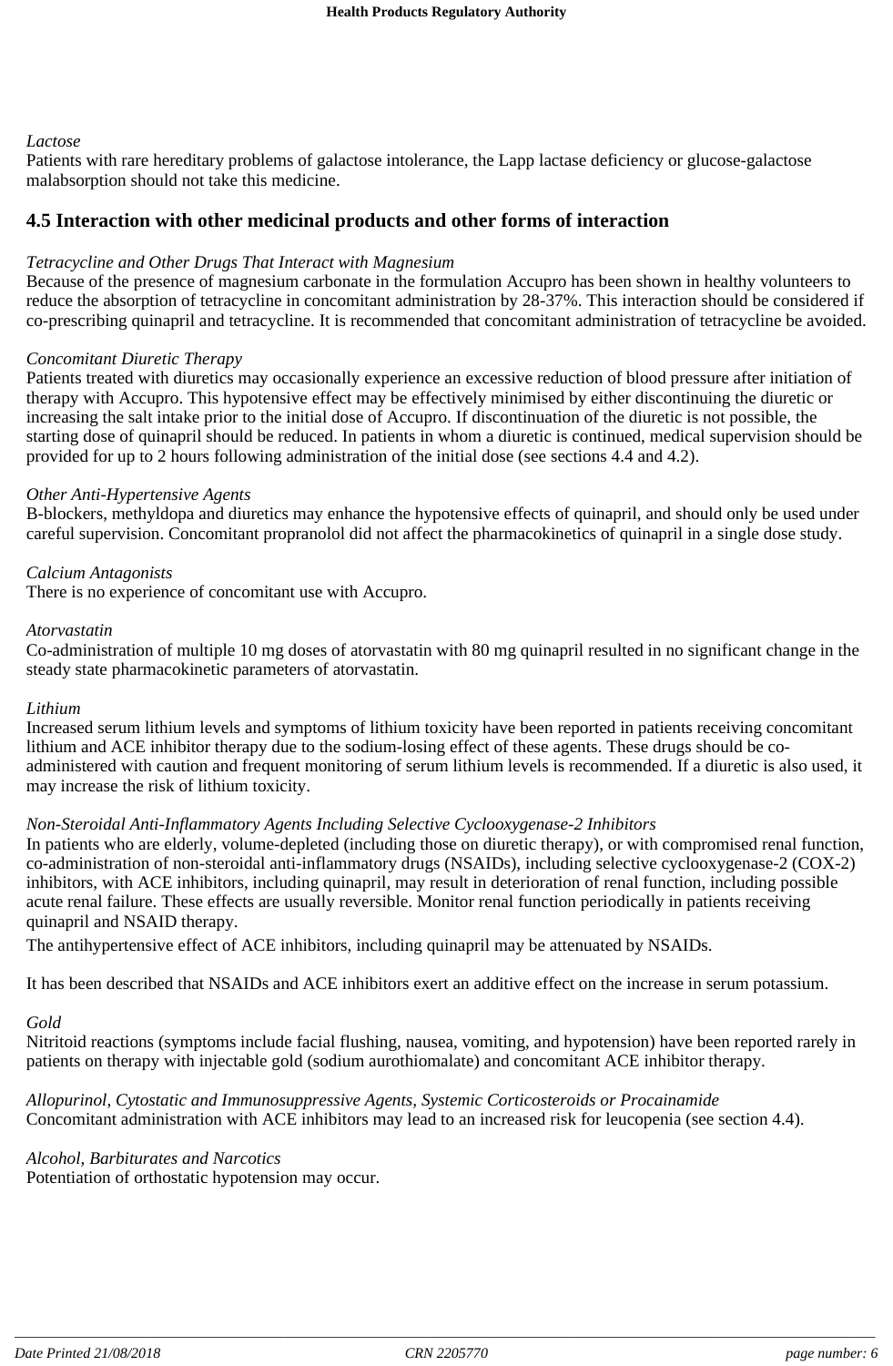*Lactose*
Patients with rare hereditary problems of galactose intolerance, the Lapp lactase deficiency or glucose-galactose malabsorption should not take this medicine.

## 4.5 Interaction with other medicinal products and other forms of interaction

*Tetracycline and Other Drugs That Interact with Magnesium*
Because of the presence of magnesium carbonate in the formulation Accupro has been shown in healthy volunteers to reduce the absorption of tetracycline in concomitant administration by 28-37%. This interaction should be considered if co-prescribing quinapril and tetracycline. It is recommended that concomitant administration of tetracycline be avoided.

*Concomitant Diuretic Therapy*
Patients treated with diuretics may occasionally experience an excessive reduction of blood pressure after initiation of therapy with Accupro. This hypotensive effect may be effectively minimised by either discontinuing the diuretic or increasing the salt intake prior to the initial dose of Accupro. If discontinuation of the diuretic is not possible, the starting dose of quinapril should be reduced. In patients in whom a diuretic is continued, medical supervision should be provided for up to 2 hours following administration of the initial dose (see sections 4.4 and 4.2).

*Other Anti-Hypertensive Agents*
B-blockers, methyldopa and diuretics may enhance the hypotensive effects of quinapril, and should only be used under careful supervision. Concomitant propranolol did not affect the pharmacokinetics of quinapril in a single dose study.

*Calcium Antagonists*
There is no experience of concomitant use with Accupro.

*Atorvastatin*
Co-administration of multiple 10 mg doses of atorvastatin with 80 mg quinapril resulted in no significant change in the steady state pharmacokinetic parameters of atorvastatin.

*Lithium*
Increased serum lithium levels and symptoms of lithium toxicity have been reported in patients receiving concomitant lithium and ACE inhibitor therapy due to the sodium-losing effect of these agents. These drugs should be co-administered with caution and frequent monitoring of serum lithium levels is recommended. If a diuretic is also used, it may increase the risk of lithium toxicity.

*Non-Steroidal Anti-Inflammatory Agents Including Selective Cyclooxygenase-2 Inhibitors*
In patients who are elderly, volume-depleted (including those on diuretic therapy), or with compromised renal function, co-administration of non-steroidal anti-inflammatory drugs (NSAIDs), including selective cyclooxygenase-2 (COX-2) inhibitors, with ACE inhibitors, including quinapril, may result in deterioration of renal function, including possible acute renal failure. These effects are usually reversible. Monitor renal function periodically in patients receiving quinapril and NSAID therapy.

The antihypertensive effect of ACE inhibitors, including quinapril may be attenuated by NSAIDs.

It has been described that NSAIDs and ACE inhibitors exert an additive effect on the increase in serum potassium.

*Gold*
Nitritoid reactions (symptoms include facial flushing, nausea, vomiting, and hypotension) have been reported rarely in patients on therapy with injectable gold (sodium aurothiomalate) and concomitant ACE inhibitor therapy.

*Allopurinol, Cytostatic and Immunosuppressive Agents, Systemic Corticosteroids or Procainamide*
Concomitant administration with ACE inhibitors may lead to an increased risk for leucopenia (see section 4.4).

*Alcohol, Barbiturates and Narcotics*
Potentiation of orthostatic hypotension may occur.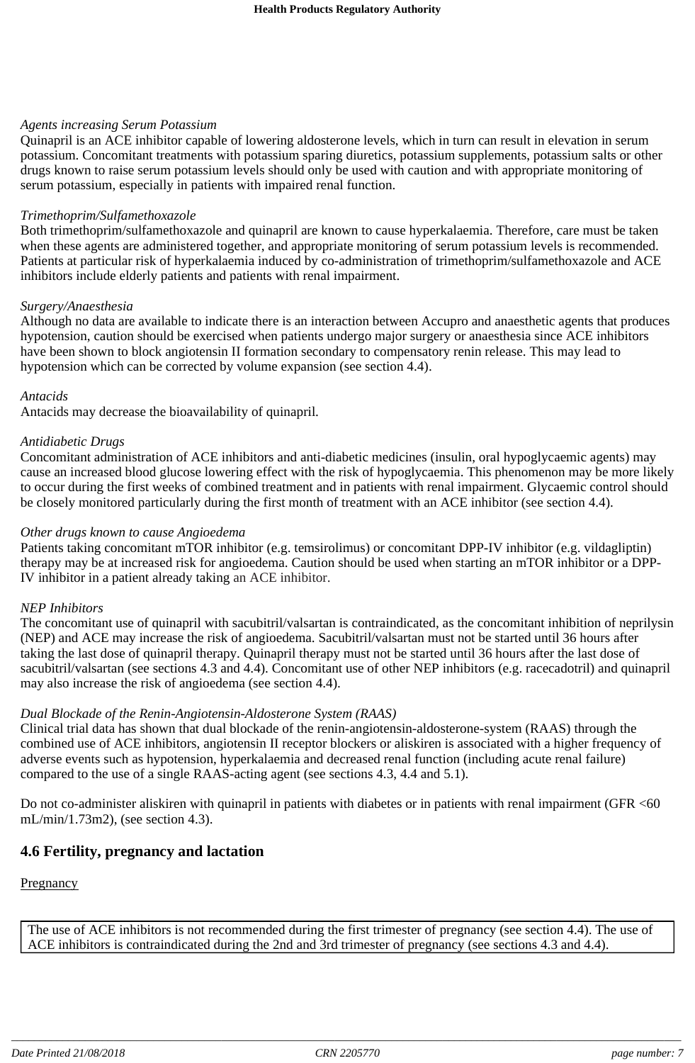*Agents increasing Serum Potassium*
Quinapril is an ACE inhibitor capable of lowering aldosterone levels, which in turn can result in elevation in serum potassium. Concomitant treatments with potassium sparing diuretics, potassium supplements, potassium salts or other drugs known to raise serum potassium levels should only be used with caution and with appropriate monitoring of serum potassium, especially in patients with impaired renal function.

*Trimethoprim/Sulfamethoxazole*
Both trimethoprim/sulfamethoxazole and quinapril are known to cause hyperkalaemia. Therefore, care must be taken when these agents are administered together, and appropriate monitoring of serum potassium levels is recommended. Patients at particular risk of hyperkalaemia induced by co-administration of trimethoprim/sulfamethoxazole and ACE inhibitors include elderly patients and patients with renal impairment.

*Surgery/Anaesthesia*
Although no data are available to indicate there is an interaction between Accupro and anaesthetic agents that produces hypotension, caution should be exercised when patients undergo major surgery or anaesthesia since ACE inhibitors have been shown to block angiotensin II formation secondary to compensatory renin release. This may lead to hypotension which can be corrected by volume expansion (see section 4.4).

*Antacids*
Antacids may decrease the bioavailability of quinapril.

*Antidiabetic Drugs*
Concomitant administration of ACE inhibitors and anti-diabetic medicines (insulin, oral hypoglycaemic agents) may cause an increased blood glucose lowering effect with the risk of hypoglycaemia. This phenomenon may be more likely to occur during the first weeks of combined treatment and in patients with renal impairment. Glycaemic control should be closely monitored particularly during the first month of treatment with an ACE inhibitor (see section 4.4).

*Other drugs known to cause Angioedema*
Patients taking concomitant mTOR inhibitor (e.g. temsirolimus) or concomitant DPP-IV inhibitor (e.g. vildagliptin) therapy may be at increased risk for angioedema. Caution should be used when starting an mTOR inhibitor or a DPP-IV inhibitor in a patient already taking an ACE inhibitor.

*NEP Inhibitors*
The concomitant use of quinapril with sacubitril/valsartan is contraindicated, as the concomitant inhibition of neprilysin (NEP) and ACE may increase the risk of angioedema. Sacubitril/valsartan must not be started until 36 hours after taking the last dose of quinapril therapy. Quinapril therapy must not be started until 36 hours after the last dose of sacubitril/valsartan (see sections 4.3 and 4.4). Concomitant use of other NEP inhibitors (e.g. racecadotril) and quinapril may also increase the risk of angioedema (see section 4.4).

*Dual Blockade of the Renin-Angiotensin-Aldosterone System (RAAS)*
Clinical trial data has shown that dual blockade of the renin-angiotensin-aldosterone-system (RAAS) through the combined use of ACE inhibitors, angiotensin II receptor blockers or aliskiren is associated with a higher frequency of adverse events such as hypotension, hyperkalaemia and decreased renal function (including acute renal failure) compared to the use of a single RAAS-acting agent (see sections 4.3, 4.4 and 5.1).

Do not co-administer aliskiren with quinapril in patients with diabetes or in patients with renal impairment (GFR <60 mL/min/1.73m2), (see section 4.3).

## 4.6 Fertility, pregnancy and lactation

Pregnancy

The use of ACE inhibitors is not recommended during the first trimester of pregnancy (see section 4.4). The use of ACE inhibitors is contraindicated during the 2nd and 3rd trimester of pregnancy (see sections 4.3 and 4.4).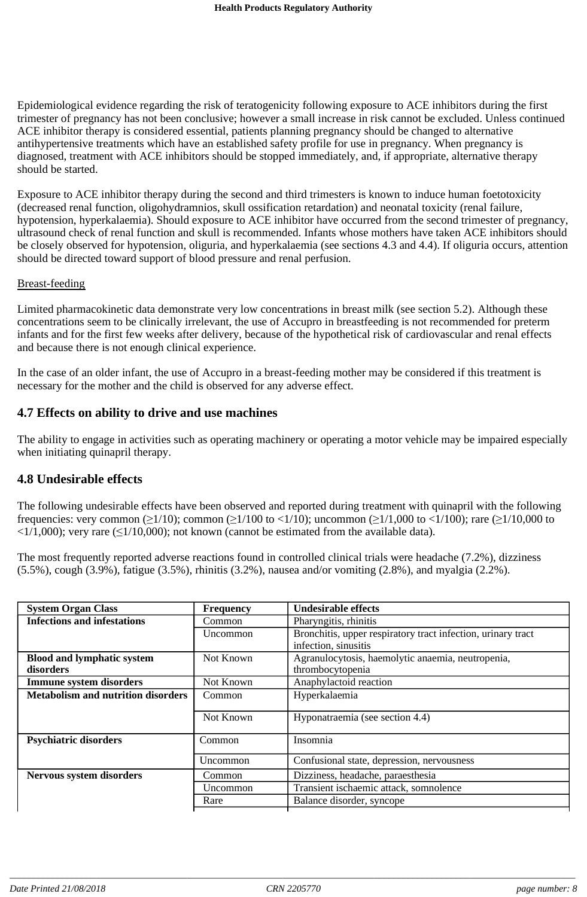Epidemiological evidence regarding the risk of teratogenicity following exposure to ACE inhibitors during the first trimester of pregnancy has not been conclusive; however a small increase in risk cannot be excluded. Unless continued ACE inhibitor therapy is considered essential, patients planning pregnancy should be changed to alternative antihypertensive treatments which have an established safety profile for use in pregnancy. When pregnancy is diagnosed, treatment with ACE inhibitors should be stopped immediately, and, if appropriate, alternative therapy should be started.

Exposure to ACE inhibitor therapy during the second and third trimesters is known to induce human foetotoxicity (decreased renal function, oligohydramnios, skull ossification retardation) and neonatal toxicity (renal failure, hypotension, hyperkalaemia). Should exposure to ACE inhibitor have occurred from the second trimester of pregnancy, ultrasound check of renal function and skull is recommended. Infants whose mothers have taken ACE inhibitors should be closely observed for hypotension, oliguria, and hyperkalaemia (see sections 4.3 and 4.4). If oliguria occurs, attention should be directed toward support of blood pressure and renal perfusion.

Breast-feeding

Limited pharmacokinetic data demonstrate very low concentrations in breast milk (see section 5.2). Although these concentrations seem to be clinically irrelevant, the use of Accupro in breastfeeding is not recommended for preterm infants and for the first few weeks after delivery, because of the hypothetical risk of cardiovascular and renal effects and because there is not enough clinical experience.

In the case of an older infant, the use of Accupro in a breast-feeding mother may be considered if this treatment is necessary for the mother and the child is observed for any adverse effect.

## 4.7 Effects on ability to drive and use machines

The ability to engage in activities such as operating machinery or operating a motor vehicle may be impaired especially when initiating quinapril therapy.

## 4.8 Undesirable effects

The following undesirable effects have been observed and reported during treatment with quinapril with the following frequencies: very common (≥1/10); common (≥1/100 to <1/10); uncommon (≥1/1,000 to <1/100); rare (≥1/10,000 to <1/1,000); very rare (≤1/10,000); not known (cannot be estimated from the available data).

The most frequently reported adverse reactions found in controlled clinical trials were headache (7.2%), dizziness (5.5%), cough (3.9%), fatigue (3.5%), rhinitis (3.2%), nausea and/or vomiting (2.8%), and myalgia (2.2%).

| System Organ Class | Frequency | Undesirable effects |
|---|---|---|
| **Infections and infestations** | Common | Pharyngitis, rhinitis |
| | Uncommon | Bronchitis, upper respiratory tract infection, urinary tract infection, sinusitis |
| **Blood and lymphatic system disorders** | Not Known | Agranulocytosis, haemolytic anaemia, neutropenia, thrombocytopenia |
| **Immune system disorders** | Not Known | Anaphylactoid reaction |
| **Metabolism and nutrition disorders** | Common | Hyperkalaemia |
| | Not Known | Hyponatraemia (see section 4.4) |
| **Psychiatric disorders** | Common | Insomnia |
| | Uncommon | Confusional state, depression, nervousness |
| **Nervous system disorders** | Common | Dizziness, headache, paraesthesia |
| | Uncommon | Transient ischaemic attack, somnolence |
| | Rare | Balance disorder, syncope |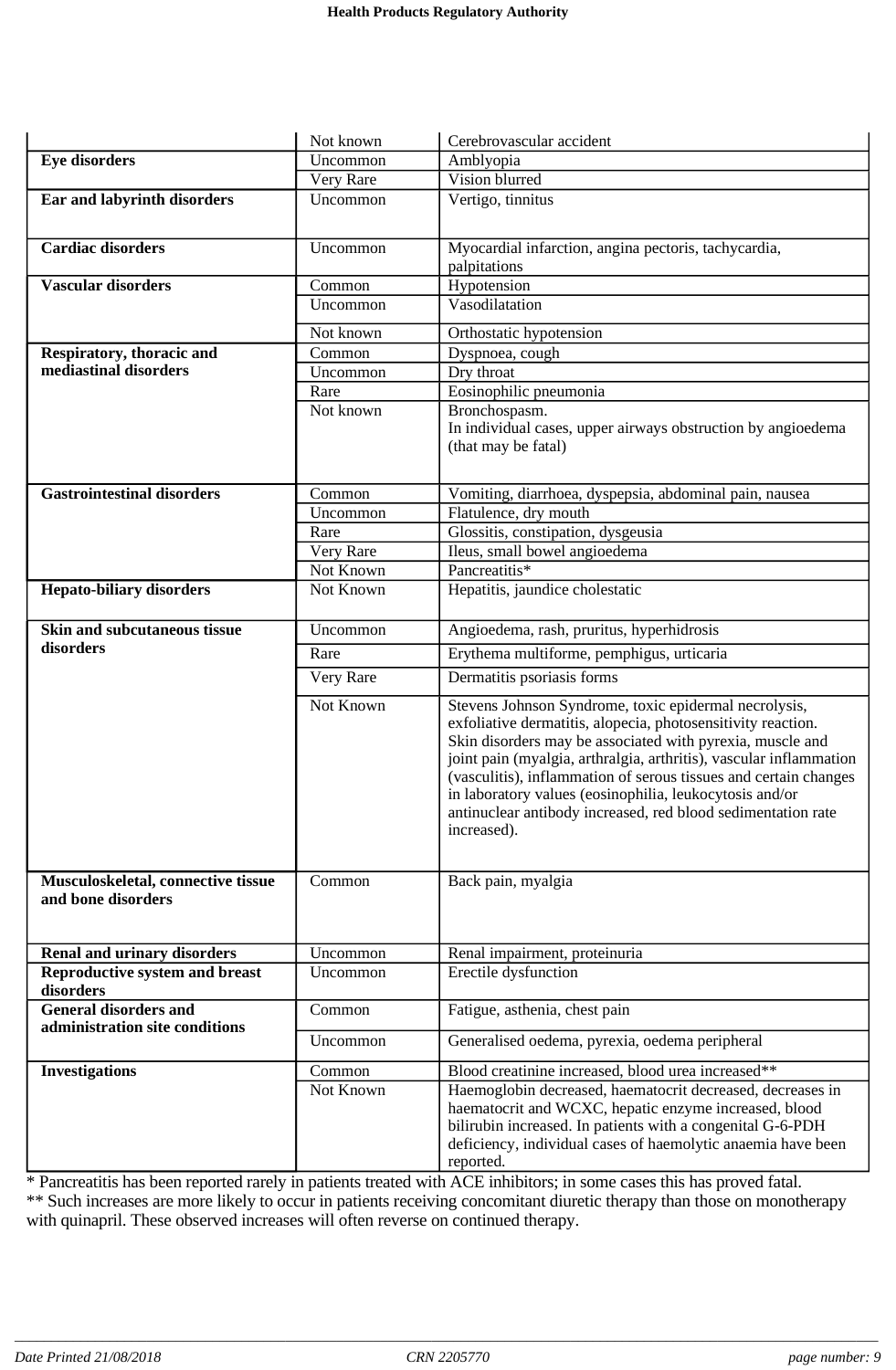| | | |
|---|---|---|
| | Not known | Cerebrovascular accident |
| **Eye disorders** | Uncommon | Amblyopia |
| | Very Rare | Vision blurred |
| **Ear and labyrinth disorders** | Uncommon | Vertigo, tinnitus |
| **Cardiac disorders** | Uncommon | Myocardial infarction, angina pectoris, tachycardia, palpitations |
| **Vascular disorders** | Common | Hypotension |
| | Uncommon | Vasodilatation |
| | Not known | Orthostatic hypotension |
| **Respiratory, thoracic and mediastinal disorders** | Common | Dyspnoea, cough |
| | Uncommon | Dry throat |
| | Rare | Eosinophilic pneumonia |
| | Not known | Bronchospasm.<br>In individual cases, upper airways obstruction by angioedema (that may be fatal) |
| **Gastrointestinal disorders** | Common | Vomiting, diarrhoea, dyspepsia, abdominal pain, nausea |
| | Uncommon | Flatulence, dry mouth |
| | Rare | Glossitis, constipation, dysgeusia |
| | Very Rare | Ileus, small bowel angioedema |
| | Not Known | Pancreatitis* |
| **Hepato-biliary disorders** | Not Known | Hepatitis, jaundice cholestatic |
| **Skin and subcutaneous tissue disorders** | Uncommon | Angioedema, rash, pruritus, hyperhidrosis |
| | Rare | Erythema multiforme, pemphigus, urticaria |
| | Very Rare | Dermatitis psoriasis forms |
| | Not Known | Stevens Johnson Syndrome, toxic epidermal necrolysis, exfoliative dermatitis, alopecia, photosensitivity reaction.<br>Skin disorders may be associated with pyrexia, muscle and joint pain (myalgia, arthralgia, arthritis), vascular inflammation (vasculitis), inflammation of serous tissues and certain changes in laboratory values (eosinophilia, leukocytosis and/or antinuclear antibody increased, red blood sedimentation rate increased). |
| **Musculoskeletal, connective tissue and bone disorders** | Common | Back pain, myalgia |
| **Renal and urinary disorders** | Uncommon | Renal impairment, proteinuria |
| **Reproductive system and breast disorders** | Uncommon | Erectile dysfunction |
| **General disorders and administration site conditions** | Common | Fatigue, asthenia, chest pain |
| | Uncommon | Generalised oedema, pyrexia, oedema peripheral |
| **Investigations** | Common | Blood creatinine increased, blood urea increased** |
| | Not Known | Haemoglobin decreased, haematocrit decreased, decreases in haematocrit and WCXC, hepatic enzyme increased, blood bilirubin increased. In patients with a congenital G-6-PDH deficiency, individual cases of haemolytic anaemia have been reported. |

* Pancreatitis has been reported rarely in patients treated with ACE inhibitors; in some cases this has proved fatal.

** Such increases are more likely to occur in patients receiving concomitant diuretic therapy than those on monotherapy with quinapril. These observed increases will often reverse on continued therapy.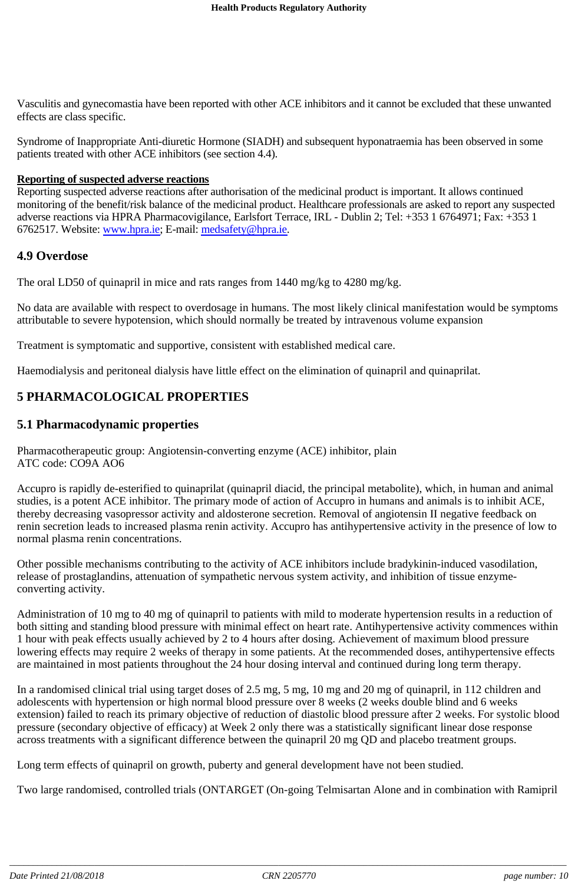Vasculitis and gynecomastia have been reported with other ACE inhibitors and it cannot be excluded that these unwanted effects are class specific.

Syndrome of Inappropriate Anti-diuretic Hormone (SIADH) and subsequent hyponatraemia has been observed in some patients treated with other ACE inhibitors (see section 4.4).

**Reporting of suspected adverse reactions**
Reporting suspected adverse reactions after authorisation of the medicinal product is important. It allows continued monitoring of the benefit/risk balance of the medicinal product. Healthcare professionals are asked to report any suspected adverse reactions via HPRA Pharmacovigilance, Earlsfort Terrace, IRL - Dublin 2; Tel: +353 1 6764971; Fax: +353 1 6762517. Website: www.hpra.ie; E-mail: medsafety@hpra.ie.

## 4.9 Overdose

The oral LD50 of quinapril in mice and rats ranges from 1440 mg/kg to 4280 mg/kg.

No data are available with respect to overdosage in humans. The most likely clinical manifestation would be symptoms attributable to severe hypotension, which should normally be treated by intravenous volume expansion

Treatment is symptomatic and supportive, consistent with established medical care.

Haemodialysis and peritoneal dialysis have little effect on the elimination of quinapril and quinaprilat.

# 5 PHARMACOLOGICAL PROPERTIES

## 5.1 Pharmacodynamic properties

Pharmacotherapeutic group: Angiotensin-converting enzyme (ACE) inhibitor, plain
ATC code: CO9A AO6

Accupro is rapidly de-esterified to quinaprilat (quinapril diacid, the principal metabolite), which, in human and animal studies, is a potent ACE inhibitor. The primary mode of action of Accupro in humans and animals is to inhibit ACE, thereby decreasing vasopressor activity and aldosterone secretion. Removal of angiotensin II negative feedback on renin secretion leads to increased plasma renin activity. Accupro has antihypertensive activity in the presence of low to normal plasma renin concentrations.

Other possible mechanisms contributing to the activity of ACE inhibitors include bradykinin-induced vasodilation, release of prostaglandins, attenuation of sympathetic nervous system activity, and inhibition of tissue enzyme-converting activity.

Administration of 10 mg to 40 mg of quinapril to patients with mild to moderate hypertension results in a reduction of both sitting and standing blood pressure with minimal effect on heart rate. Antihypertensive activity commences within 1 hour with peak effects usually achieved by 2 to 4 hours after dosing. Achievement of maximum blood pressure lowering effects may require 2 weeks of therapy in some patients. At the recommended doses, antihypertensive effects are maintained in most patients throughout the 24 hour dosing interval and continued during long term therapy.

In a randomised clinical trial using target doses of 2.5 mg, 5 mg, 10 mg and 20 mg of quinapril, in 112 children and adolescents with hypertension or high normal blood pressure over 8 weeks (2 weeks double blind and 6 weeks extension) failed to reach its primary objective of reduction of diastolic blood pressure after 2 weeks. For systolic blood pressure (secondary objective of efficacy) at Week 2 only there was a statistically significant linear dose response across treatments with a significant difference between the quinapril 20 mg QD and placebo treatment groups.

Long term effects of quinapril on growth, puberty and general development have not been studied.

Two large randomised, controlled trials (ONTARGET (On-going Telmisartan Alone and in combination with Ramipril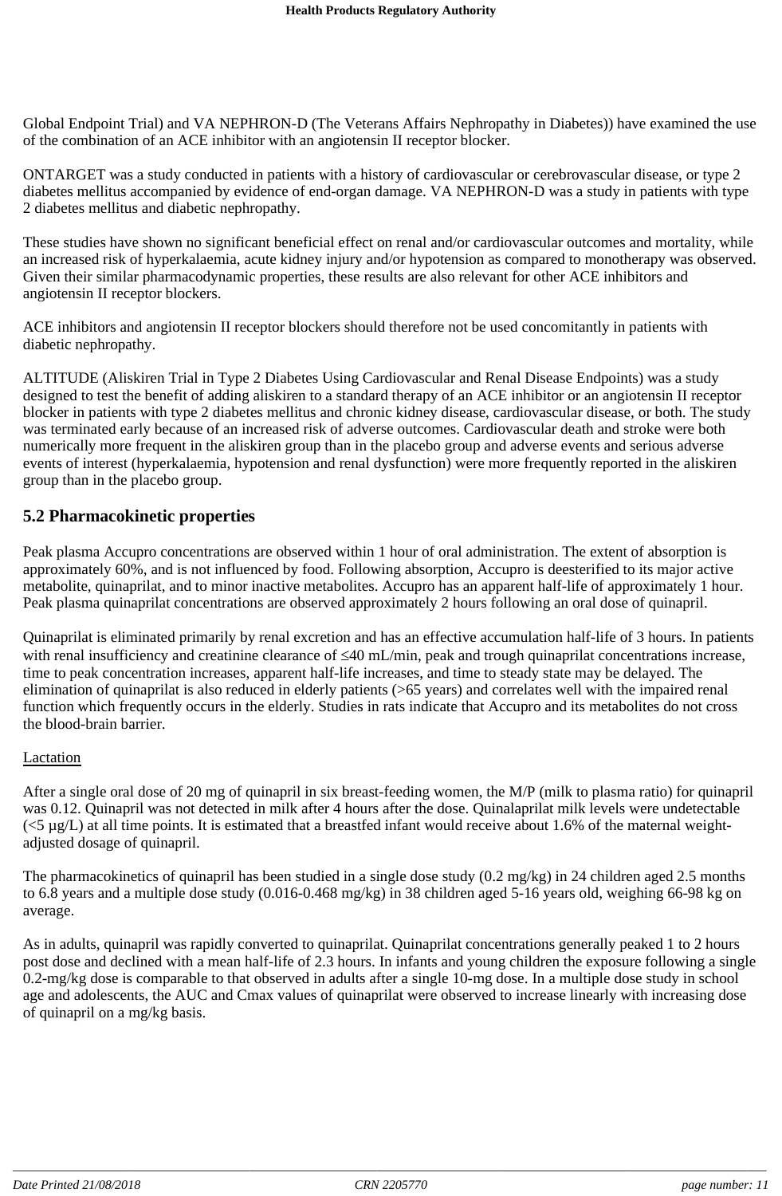Global Endpoint Trial) and VA NEPHRON-D (The Veterans Affairs Nephropathy in Diabetes)) have examined the use of the combination of an ACE inhibitor with an angiotensin II receptor blocker.

ONTARGET was a study conducted in patients with a history of cardiovascular or cerebrovascular disease, or type 2 diabetes mellitus accompanied by evidence of end-organ damage. VA NEPHRON-D was a study in patients with type 2 diabetes mellitus and diabetic nephropathy.

These studies have shown no significant beneficial effect on renal and/or cardiovascular outcomes and mortality, while an increased risk of hyperkalaemia, acute kidney injury and/or hypotension as compared to monotherapy was observed. Given their similar pharmacodynamic properties, these results are also relevant for other ACE inhibitors and angiotensin II receptor blockers.

ACE inhibitors and angiotensin II receptor blockers should therefore not be used concomitantly in patients with diabetic nephropathy.

ALTITUDE (Aliskiren Trial in Type 2 Diabetes Using Cardiovascular and Renal Disease Endpoints) was a study designed to test the benefit of adding aliskiren to a standard therapy of an ACE inhibitor or an angiotensin II receptor blocker in patients with type 2 diabetes mellitus and chronic kidney disease, cardiovascular disease, or both. The study was terminated early because of an increased risk of adverse outcomes. Cardiovascular death and stroke were both numerically more frequent in the aliskiren group than in the placebo group and adverse events and serious adverse events of interest (hyperkalaemia, hypotension and renal dysfunction) were more frequently reported in the aliskiren group than in the placebo group.

## 5.2 Pharmacokinetic properties

Peak plasma Accupro concentrations are observed within 1 hour of oral administration. The extent of absorption is approximately 60%, and is not influenced by food. Following absorption, Accupro is deesterified to its major active metabolite, quinaprilat, and to minor inactive metabolites. Accupro has an apparent half-life of approximately 1 hour. Peak plasma quinaprilat concentrations are observed approximately 2 hours following an oral dose of quinapril.

Quinaprilat is eliminated primarily by renal excretion and has an effective accumulation half-life of 3 hours. In patients with renal insufficiency and creatinine clearance of ≤40 mL/min, peak and trough quinaprilat concentrations increase, time to peak concentration increases, apparent half-life increases, and time to steady state may be delayed. The elimination of quinaprilat is also reduced in elderly patients (>65 years) and correlates well with the impaired renal function which frequently occurs in the elderly. Studies in rats indicate that Accupro and its metabolites do not cross the blood-brain barrier.

Lactation

After a single oral dose of 20 mg of quinapril in six breast-feeding women, the M/P (milk to plasma ratio) for quinapril was 0.12. Quinapril was not detected in milk after 4 hours after the dose. Quinalaprilat milk levels were undetectable (<5 µg/L) at all time points. It is estimated that a breastfed infant would receive about 1.6% of the maternal weight-adjusted dosage of quinapril.

The pharmacokinetics of quinapril has been studied in a single dose study (0.2 mg/kg) in 24 children aged 2.5 months to 6.8 years and a multiple dose study (0.016-0.468 mg/kg) in 38 children aged 5-16 years old, weighing 66-98 kg on average.

As in adults, quinapril was rapidly converted to quinaprilat. Quinaprilat concentrations generally peaked 1 to 2 hours post dose and declined with a mean half-life of 2.3 hours. In infants and young children the exposure following a single 0.2-mg/kg dose is comparable to that observed in adults after a single 10-mg dose. In a multiple dose study in school age and adolescents, the AUC and Cmax values of quinaprilat were observed to increase linearly with increasing dose of quinapril on a mg/kg basis.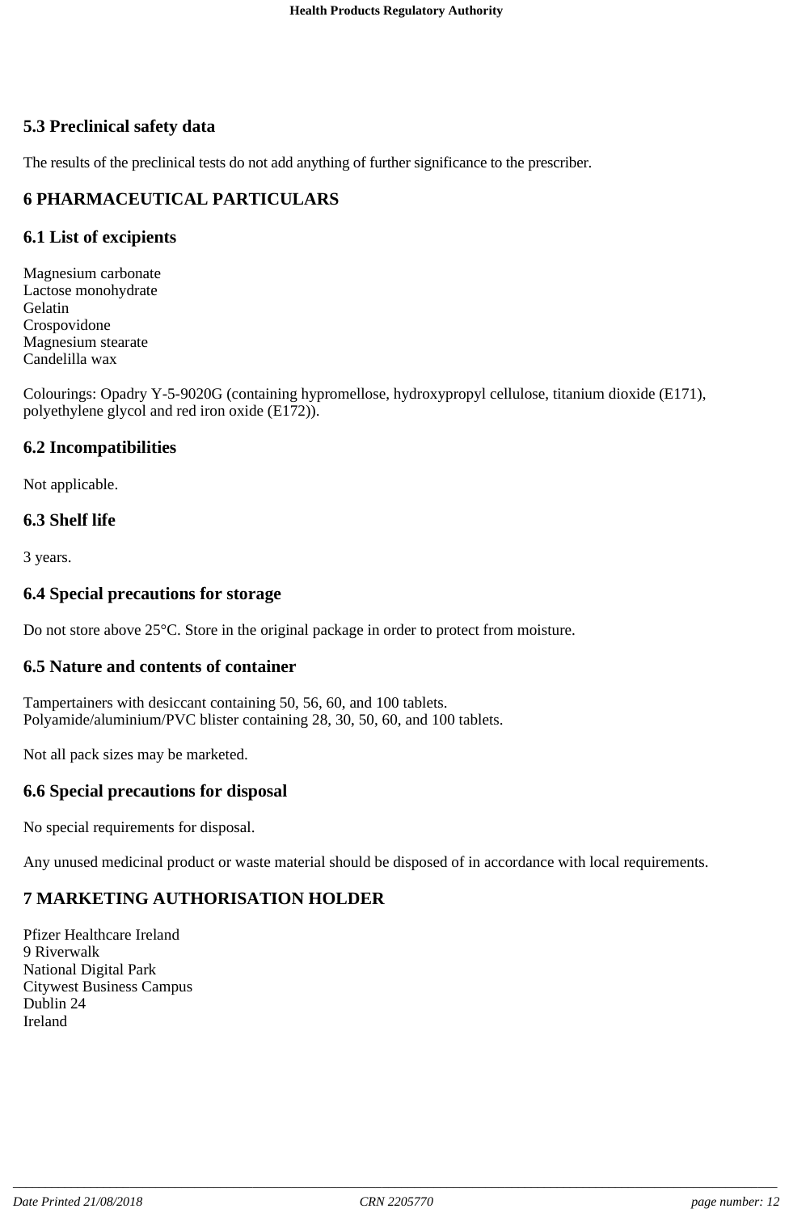## 5.3 Preclinical safety data

The results of the preclinical tests do not add anything of further significance to the prescriber.

# 6 PHARMACEUTICAL PARTICULARS

## 6.1 List of excipients

Magnesium carbonate
Lactose monohydrate
Gelatin
Crospovidone
Magnesium stearate
Candelilla wax

Colourings: Opadry Y-5-9020G (containing hypromellose, hydroxypropyl cellulose, titanium dioxide (E171), polyethylene glycol and red iron oxide (E172)).

## 6.2 Incompatibilities

Not applicable.

## 6.3 Shelf life

3 years.

## 6.4 Special precautions for storage

Do not store above 25°C. Store in the original package in order to protect from moisture.

## 6.5 Nature and contents of container

Tampertainers with desiccant containing 50, 56, 60, and 100 tablets.
Polyamide/aluminium/PVC blister containing 28, 30, 50, 60, and 100 tablets.

Not all pack sizes may be marketed.

## 6.6 Special precautions for disposal

No special requirements for disposal.

Any unused medicinal product or waste material should be disposed of in accordance with local requirements.

# 7 MARKETING AUTHORISATION HOLDER

Pfizer Healthcare Ireland
9 Riverwalk
National Digital Park
Citywest Business Campus
Dublin 24
Ireland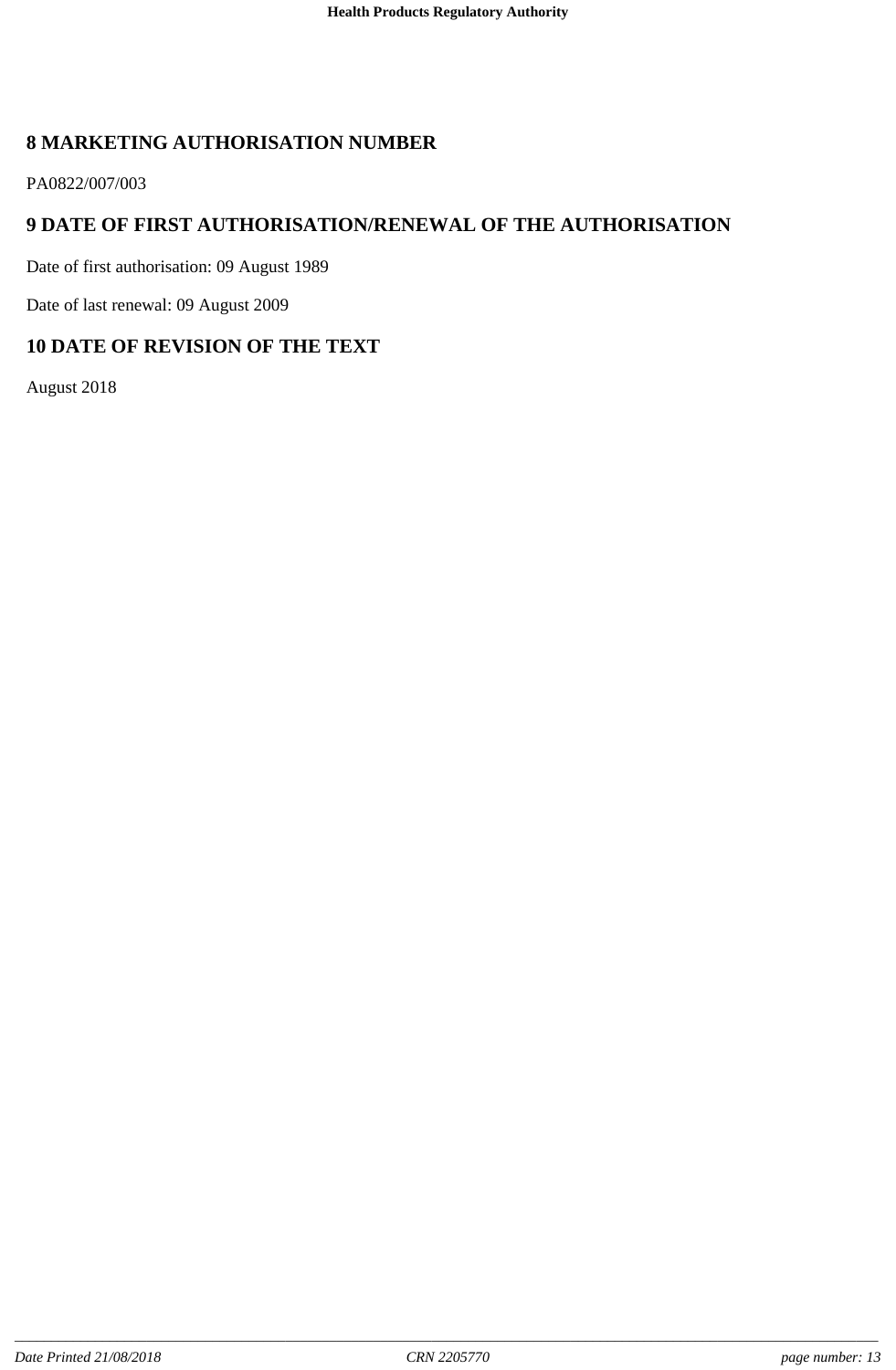## 8 MARKETING AUTHORISATION NUMBER

PA0822/007/003

## 9 DATE OF FIRST AUTHORISATION/RENEWAL OF THE AUTHORISATION

Date of first authorisation: 09 August 1989

Date of last renewal: 09 August 2009

## 10 DATE OF REVISION OF THE TEXT

August 2018